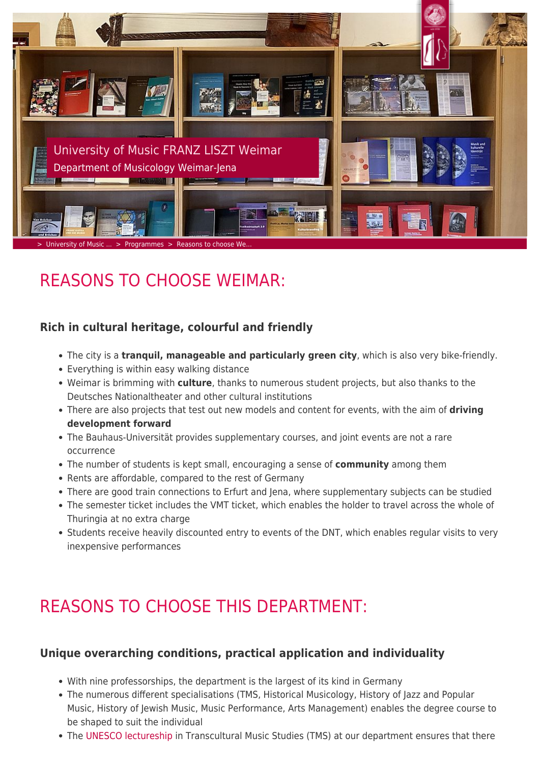University of Music FRANZ LISZT Weimar

Department of Musicology Weimar-Jena

> University of Music ... > Programmes > Reasons to choose We...

# REASONS TO CHOOSE WEIMAR:

### Rich in cultural heritage, colourful and friendly

- The city is a **tranquil, manageable and particularly green city**, which is also very bike-friendly.
- Everything is within easy walking distance
- Weimar is brimming with **culture**, thanks to numerous student projects, but also thanks to the Deutsches Nationaltheater and other cultural institutions
- There are also projects that test out new models and content for events, with the aim of **driving development forward**
- The Bauhaus-Universität provides supplementary courses, and joint events are not a rare occurrence
- The number of students is kept small, encouraging a sense of **community** among them
- Rents are affordable, compared to the rest of Germany
- There are good train connections to Erfurt and Jena, where supplementary subjects can be studied
- The semester ticket includes the VMT ticket, which enables the holder to travel across the whole of Thuringia at no extra charge
- Students receive heavily discounted entry to events of the DNT, which enables regular visits to very inexpensive performances

# REASONS TO CHOOSE THIS DEPARTMENT:

### Unique overarching conditions, practical application and individuality

- With nine professorships, the department is the largest of its kind in Germany
- The numerous different specialisations (TMS, Historical Musicology, History of Jazz and Popular Music, History of Jewish Music, Music Performance, Arts Management) enables the degree course to be shaped to suit the individual
- The UNESCO lectureship in Transcultural Music Studies (TMS) at our department ensures that there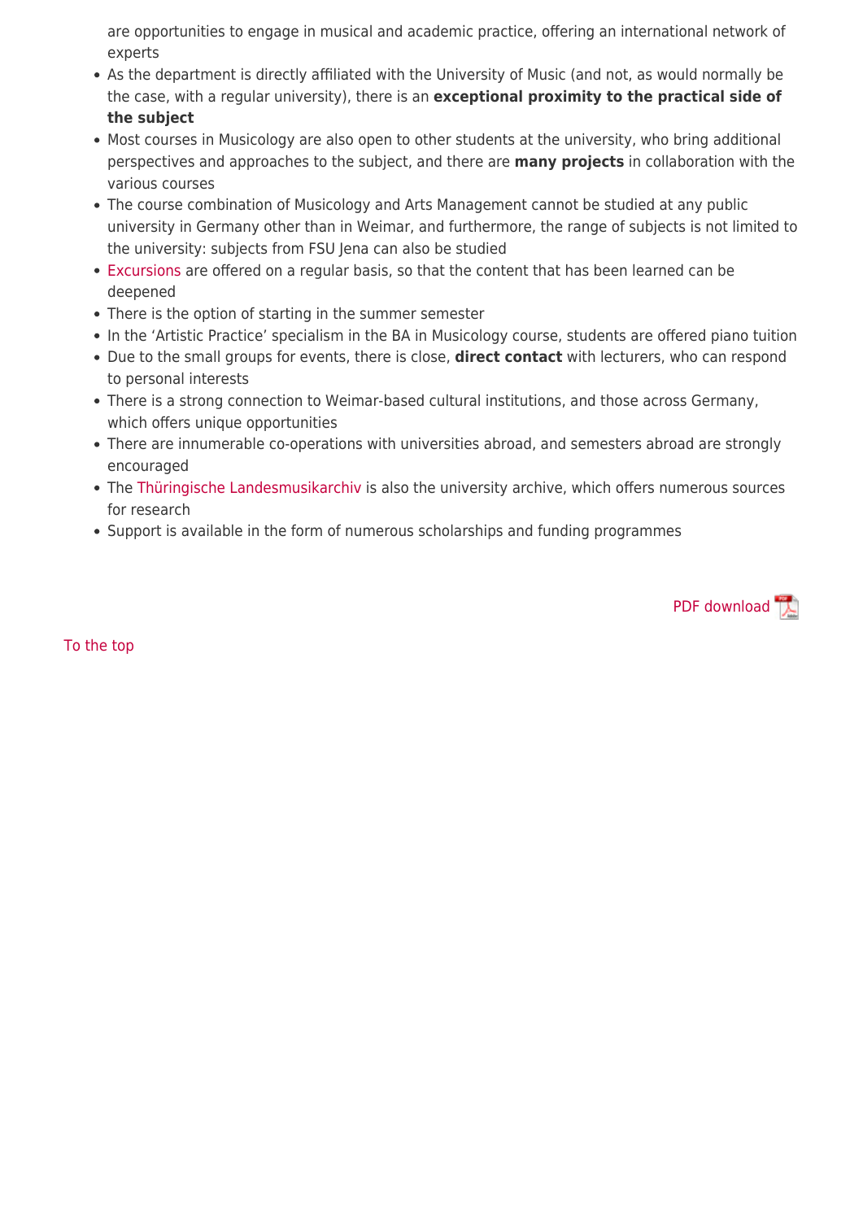are opportunities to engage in musical and academic practice, offering an international network of experts

- As the department is directly affiliated with the University of Music (and not, as would normally be the case, with a regular university), there is an **exceptional proximity to the practical side of the subject**
- Most courses in Musicology are also open to other students at the university, who bring additional perspectives and approaches to the subject, and there are **many projects** in collaboration with the various courses
- The course combination of Musicology and Arts Management cannot be studied at any public university in Germany other than in Weimar, and furthermore, the range of subjects is not limited to the university: subjects from FSU Jena can also be studied
- Excursions are offered on a regular basis, so that the content that has been learned can be deepened
- There is the option of starting in the summer semester
- In the 'Artistic Practice' specialism in the BA in Musicology course, students are offered piano tuition
- Due to the small groups for events, there is close, **direct contact** with lecturers, who can respond to personal interests
- There is a strong connection to Weimar-based cultural institutions, and those across Germany, which offers unique opportunities
- There are innumerable co-operations with universities abroad, and semesters abroad are strongly encouraged
- The Thüringische Landesmusikarchiv is also the university archive, which offers numerous sources for research
- Support is available in the form of numerous scholarships and funding programmes

PDF download

To the top